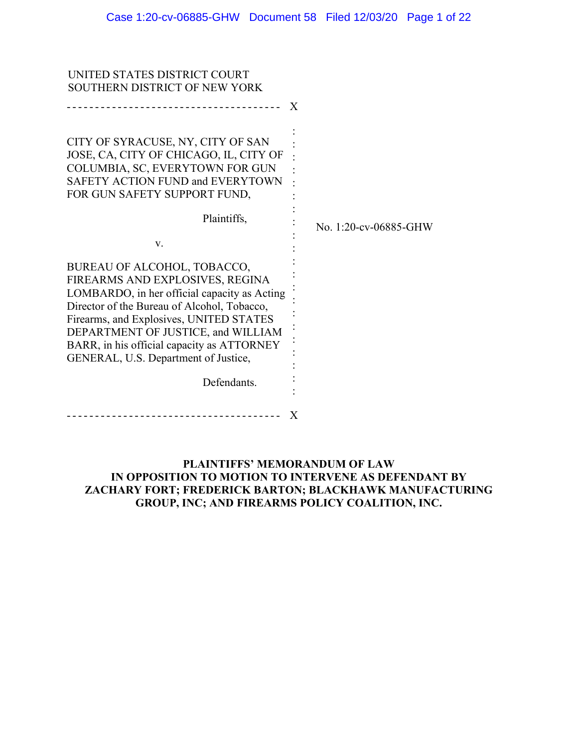UNITED STATES DISTRICT COURT
SOUTHERN DISTRICT OF NEW YORK

CITY OF SYRACUSE, NY, CITY OF SAN JOSE, CA, CITY OF CHICAGO, IL, CITY OF COLUMBIA, SC, EVERYTOWN FOR GUN SAFETY ACTION FUND and EVERYTOWN FOR GUN SAFETY SUPPORT FUND,

Plaintiffs,

v.

BUREAU OF ALCOHOL, TOBACCO, FIREARMS AND EXPLOSIVES, REGINA LOMBARDO, in her official capacity as Acting Director of the Bureau of Alcohol, Tobacco, Firearms, and Explosives, UNITED STATES DEPARTMENT OF JUSTICE, and WILLIAM BARR, in his official capacity as ATTORNEY GENERAL, U.S. Department of Justice,

Defendants.

No. 1:20-cv-06885-GHW

**PLAINTIFFS' MEMORANDUM OF LAW IN OPPOSITION TO MOTION TO INTERVENE AS DEFENDANT BY ZACHARY FORT; FREDERICK BARTON; BLACKHAWK MANUFACTURING GROUP, INC; AND FIREARMS POLICY COALITION, INC.**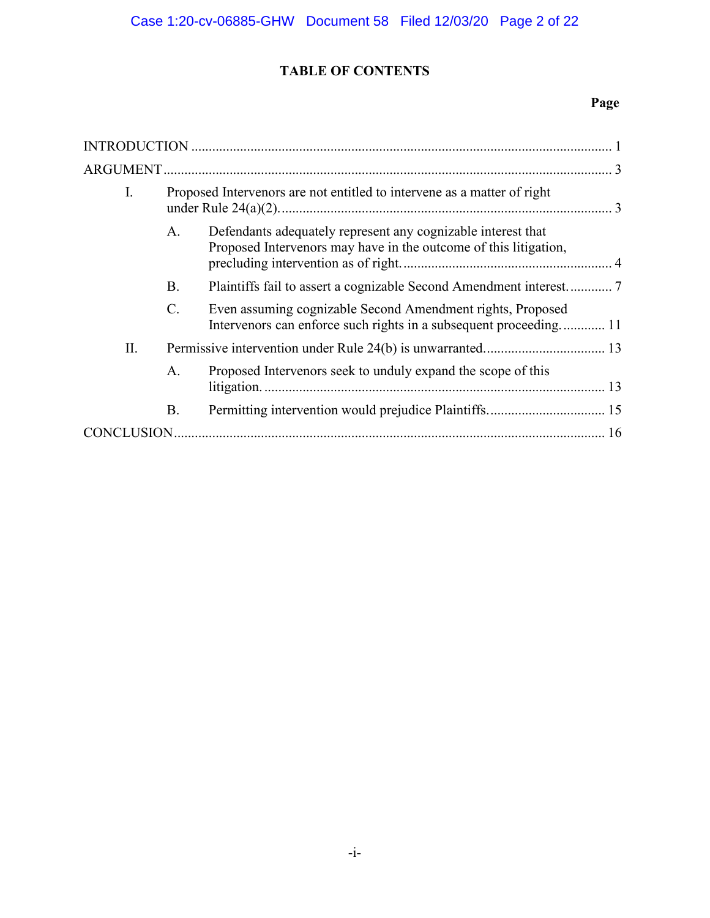# TABLE OF CONTENTS

| | Page |
|---|---|
| INTRODUCTION | 1 |
| ARGUMENT | 3 |
| I. Proposed Intervenors are not entitled to intervene as a matter of right under Rule 24(a)(2). | 3 |
| A. Defendants adequately represent any cognizable interest that Proposed Intervenors may have in the outcome of this litigation, precluding intervention as of right. | 4 |
| B. Plaintiffs fail to assert a cognizable Second Amendment interest. | 7 |
| C. Even assuming cognizable Second Amendment rights, Proposed Intervenors can enforce such rights in a subsequent proceeding. | 11 |
| II. Permissive intervention under Rule 24(b) is unwarranted. | 13 |
| A. Proposed Intervenors seek to unduly expand the scope of this litigation. | 13 |
| B. Permitting intervention would prejudice Plaintiffs. | 15 |
| CONCLUSION | 16 |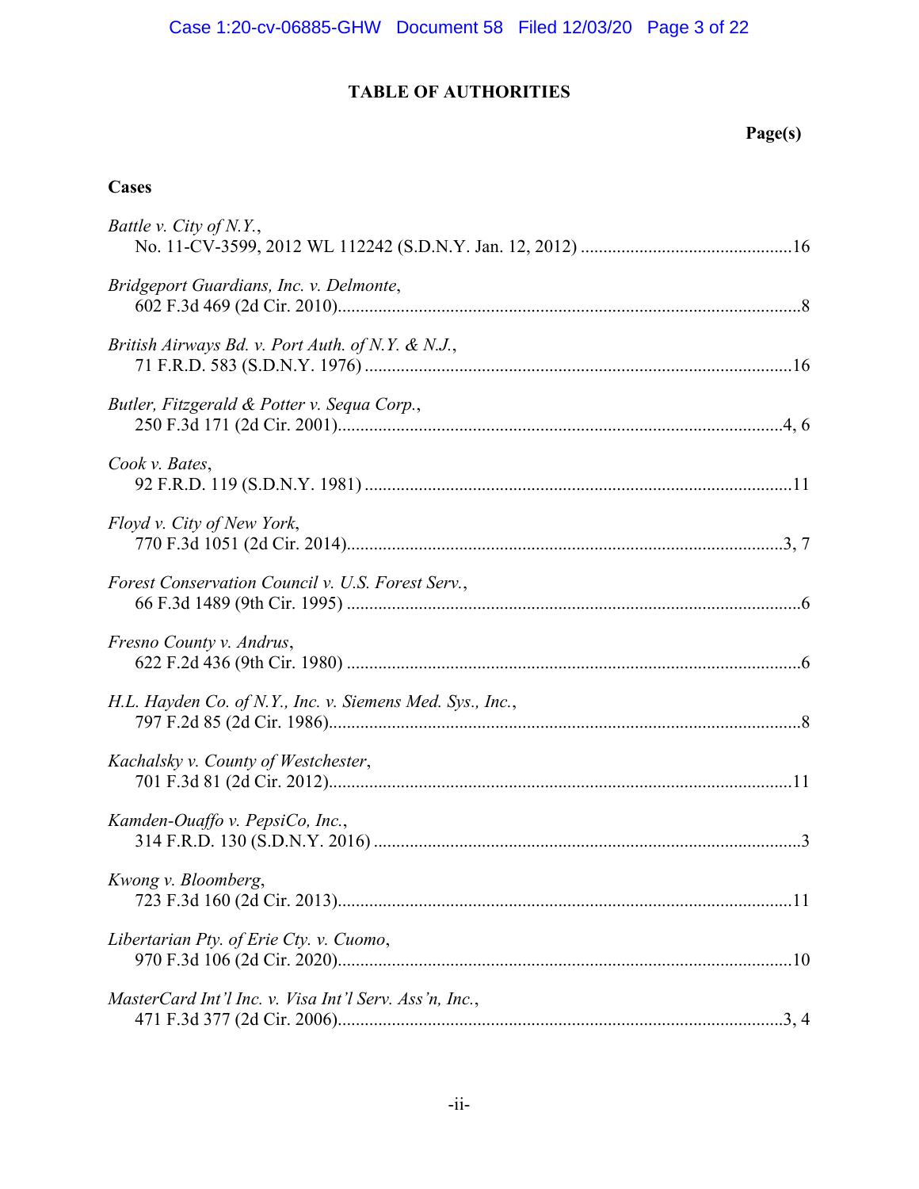## TABLE OF AUTHORITIES

**Page(s)**

### Cases

*Battle v. City of N.Y.*,
No. 11-CV-3599, 2012 WL 112242 (S.D.N.Y. Jan. 12, 2012) ....16

*Bridgeport Guardians, Inc. v. Delmonte*,
602 F.3d 469 (2d Cir. 2010)....8

*British Airways Bd. v. Port Auth. of N.Y. & N.J.*,
71 F.R.D. 583 (S.D.N.Y. 1976) ....16

*Butler, Fitzgerald & Potter v. Sequa Corp.*,
250 F.3d 171 (2d Cir. 2001)....4, 6

*Cook v. Bates*,
92 F.R.D. 119 (S.D.N.Y. 1981) ....11

*Floyd v. City of New York*,
770 F.3d 1051 (2d Cir. 2014)....3, 7

*Forest Conservation Council v. U.S. Forest Serv.*,
66 F.3d 1489 (9th Cir. 1995) ....6

*Fresno County v. Andrus*,
622 F.2d 436 (9th Cir. 1980) ....6

*H.L. Hayden Co. of N.Y., Inc. v. Siemens Med. Sys., Inc.*,
797 F.2d 85 (2d Cir. 1986)....8

*Kachalsky v. County of Westchester*,
701 F.3d 81 (2d Cir. 2012)....11

*Kamden-Ouaffo v. PepsiCo, Inc.*,
314 F.R.D. 130 (S.D.N.Y. 2016) ....3

*Kwong v. Bloomberg*,
723 F.3d 160 (2d Cir. 2013)....11

*Libertarian Pty. of Erie Cty. v. Cuomo*,
970 F.3d 106 (2d Cir. 2020)....10

*MasterCard Int'l Inc. v. Visa Int'l Serv. Ass'n, Inc.*,
471 F.3d 377 (2d Cir. 2006)....3, 4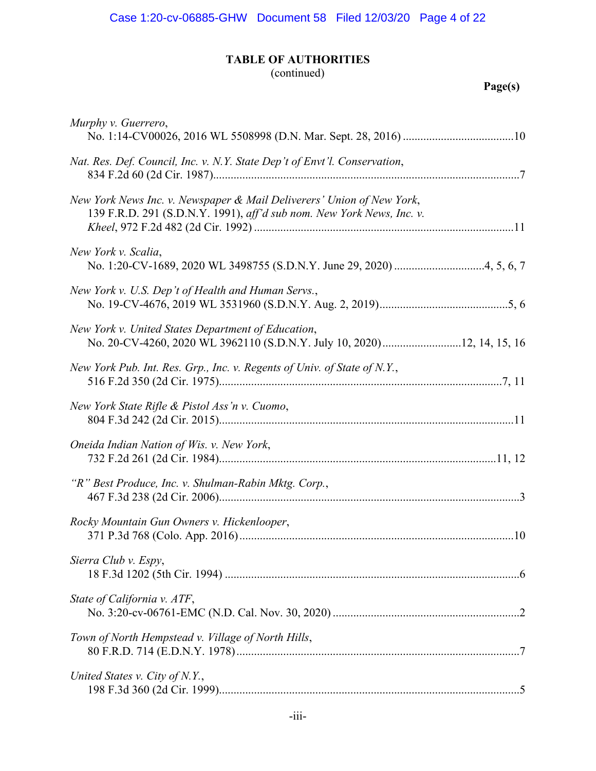**TABLE OF AUTHORITIES**
(continued)

**Page(s)**

*Murphy v. Guerrero*,
No. 1:14-CV00026, 2016 WL 5508998 (D.N. Mar. Sept. 28, 2016) ....................................10

*Nat. Res. Def. Council, Inc. v. N.Y. State Dep't of Envt'l. Conservation*,
834 F.2d 60 (2d Cir. 1987)........................................................................................................7

*New York News Inc. v. Newspaper & Mail Deliverers' Union of New York*,
139 F.R.D. 291 (S.D.N.Y. 1991), *aff'd sub nom. New York News, Inc. v. Kheel*, 972 F.2d 482 (2d Cir. 1992) ........................................................................................11

*New York v. Scalia*,
No. 1:20-CV-1689, 2020 WL 3498755 (S.D.N.Y. June 29, 2020) ..............................4, 5, 6, 7

*New York v. U.S. Dep't of Health and Human Servs.*,
No. 19-CV-4676, 2019 WL 3531960 (S.D.N.Y. Aug. 2, 2019)............................................5, 6

*New York v. United States Department of Education*,
No. 20-CV-4260, 2020 WL 3962110 (S.D.N.Y. July 10, 2020)...........................12, 14, 15, 16

*New York Pub. Int. Res. Grp., Inc. v. Regents of Univ. of State of N.Y.*,
516 F.2d 350 (2d Cir. 1975)................................................................................................7, 11

*New York State Rifle & Pistol Ass'n v. Cuomo*,
804 F.3d 242 (2d Cir. 2015)....................................................................................................11

*Oneida Indian Nation of Wis. v. New York*,
732 F.2d 261 (2d Cir. 1984).............................................................................................11, 12

*"R" Best Produce, Inc. v. Shulman-Rabin Mktg. Corp.*,
467 F.3d 238 (2d Cir. 2006)......................................................................................................3

*Rocky Mountain Gun Owners v. Hickenlooper*,
371 P.3d 768 (Colo. App. 2016).............................................................................................10

*Sierra Club v. Espy*,
18 F.3d 1202 (5th Cir. 1994) ....................................................................................................6

*State of California v. ATF*,
No. 3:20-cv-06761-EMC (N.D. Cal. Nov. 30, 2020) ...............................................................2

*Town of North Hempstead v. Village of North Hills*,
80 F.R.D. 714 (E.D.N.Y. 1978)................................................................................................7

*United States v. City of N.Y.*,
198 F.3d 360 (2d Cir. 1999)......................................................................................................5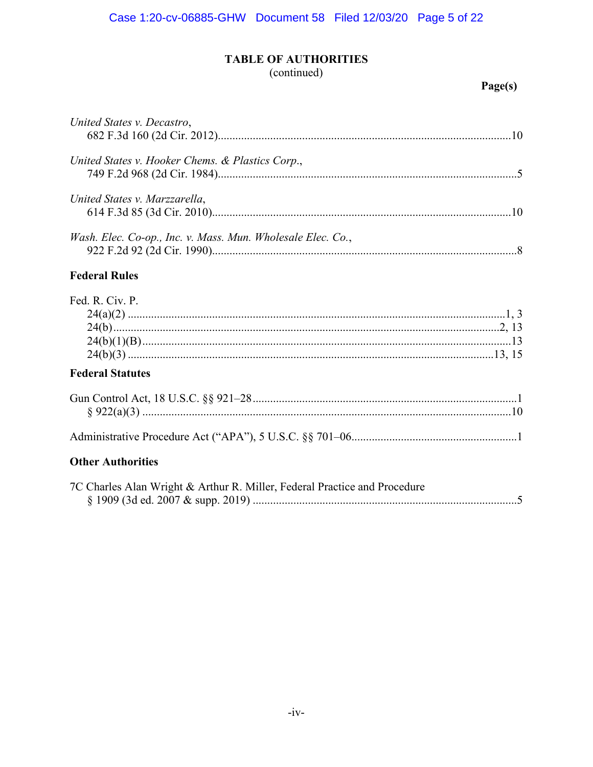## TABLE OF AUTHORITIES
(continued)

**Page(s)**

*United States v. Decastro*,
682 F.3d 160 (2d Cir. 2012)....................................................................................................10

*United States v. Hooker Chems. & Plastics Corp.*,
749 F.2d 968 (2d Cir. 1984)......................................................................................................5

*United States v. Marzzarella*,
614 F.3d 85 (3d Cir. 2010)......................................................................................................10

*Wash. Elec. Co-op., Inc. v. Mass. Mun. Wholesale Elec. Co.*,
922 F.2d 92 (2d Cir. 1990)........................................................................................................8

**Federal Rules**

Fed. R. Civ. P.
24(a)(2) ................................................................................................................................1, 3
24(b)..................................................................................................................................2, 13
24(b)(1)(B)..............................................................................................................................13
24(b)(3) ............................................................................................................................13, 15

**Federal Statutes**

Gun Control Act, 18 U.S.C. §§ 921–28..........................................................................................1
§ 922(a)(3) .............................................................................................................................10

Administrative Procedure Act ("APA"), 5 U.S.C. §§ 701–06........................................................1

**Other Authorities**

7C Charles Alan Wright & Arthur R. Miller, Federal Practice and Procedure
§ 1909 (3d ed. 2007 & supp. 2019) ..........................................................................................5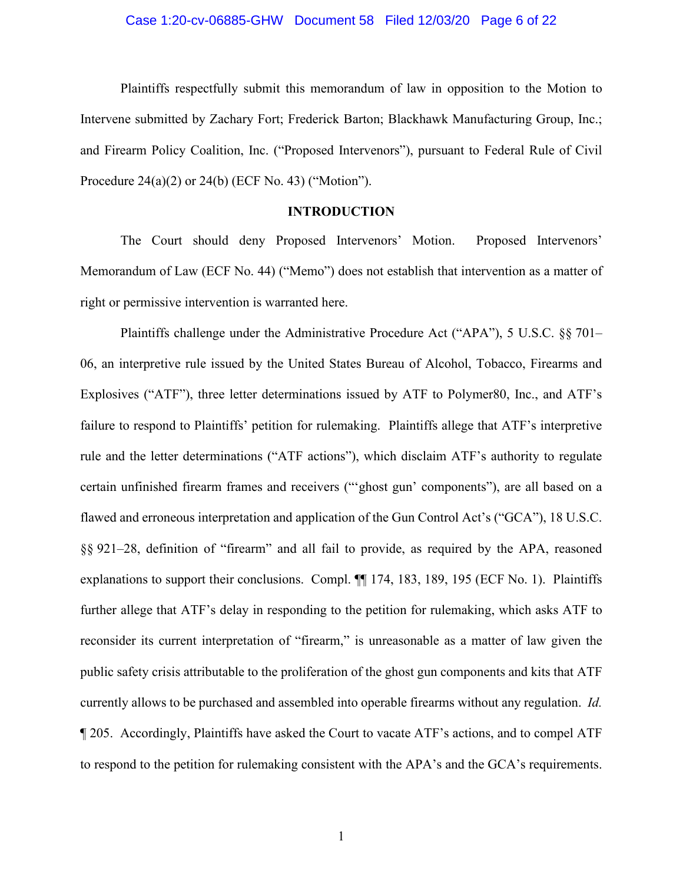Plaintiffs respectfully submit this memorandum of law in opposition to the Motion to Intervene submitted by Zachary Fort; Frederick Barton; Blackhawk Manufacturing Group, Inc.; and Firearm Policy Coalition, Inc. ("Proposed Intervenors"), pursuant to Federal Rule of Civil Procedure 24(a)(2) or 24(b) (ECF No. 43) ("Motion").

## INTRODUCTION

The Court should deny Proposed Intervenors' Motion. Proposed Intervenors' Memorandum of Law (ECF No. 44) ("Memo") does not establish that intervention as a matter of right or permissive intervention is warranted here.

Plaintiffs challenge under the Administrative Procedure Act ("APA"), 5 U.S.C. §§ 701–06, an interpretive rule issued by the United States Bureau of Alcohol, Tobacco, Firearms and Explosives ("ATF"), three letter determinations issued by ATF to Polymer80, Inc., and ATF's failure to respond to Plaintiffs' petition for rulemaking. Plaintiffs allege that ATF's interpretive rule and the letter determinations ("ATF actions"), which disclaim ATF's authority to regulate certain unfinished firearm frames and receivers ("'ghost gun' components"), are all based on a flawed and erroneous interpretation and application of the Gun Control Act's ("GCA"), 18 U.S.C. §§ 921–28, definition of "firearm" and all fail to provide, as required by the APA, reasoned explanations to support their conclusions. Compl. ¶¶ 174, 183, 189, 195 (ECF No. 1). Plaintiffs further allege that ATF's delay in responding to the petition for rulemaking, which asks ATF to reconsider its current interpretation of "firearm," is unreasonable as a matter of law given the public safety crisis attributable to the proliferation of the ghost gun components and kits that ATF currently allows to be purchased and assembled into operable firearms without any regulation. *Id.* ¶ 205. Accordingly, Plaintiffs have asked the Court to vacate ATF's actions, and to compel ATF to respond to the petition for rulemaking consistent with the APA's and the GCA's requirements.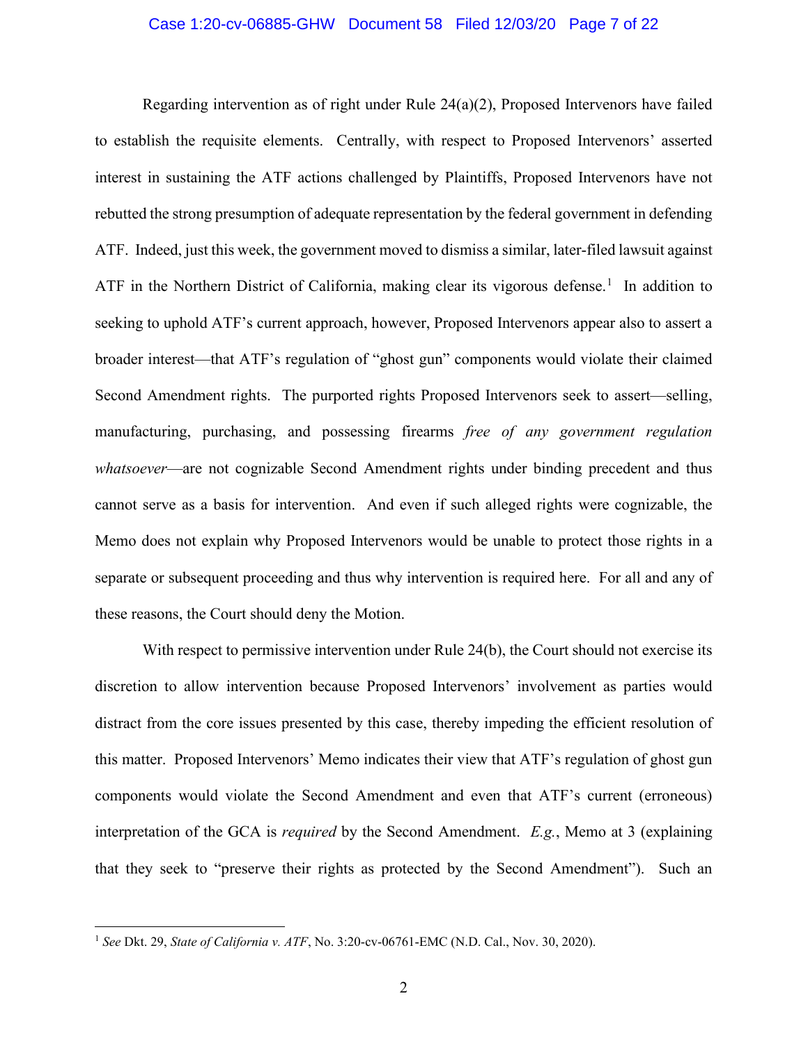Regarding intervention as of right under Rule 24(a)(2), Proposed Intervenors have failed to establish the requisite elements. Centrally, with respect to Proposed Intervenors' asserted interest in sustaining the ATF actions challenged by Plaintiffs, Proposed Intervenors have not rebutted the strong presumption of adequate representation by the federal government in defending ATF. Indeed, just this week, the government moved to dismiss a similar, later-filed lawsuit against ATF in the Northern District of California, making clear its vigorous defense.[1] In addition to seeking to uphold ATF's current approach, however, Proposed Intervenors appear also to assert a broader interest—that ATF's regulation of "ghost gun" components would violate their claimed Second Amendment rights. The purported rights Proposed Intervenors seek to assert—selling, manufacturing, purchasing, and possessing firearms *free of any government regulation whatsoever*—are not cognizable Second Amendment rights under binding precedent and thus cannot serve as a basis for intervention. And even if such alleged rights were cognizable, the Memo does not explain why Proposed Intervenors would be unable to protect those rights in a separate or subsequent proceeding and thus why intervention is required here. For all and any of these reasons, the Court should deny the Motion.

With respect to permissive intervention under Rule 24(b), the Court should not exercise its discretion to allow intervention because Proposed Intervenors' involvement as parties would distract from the core issues presented by this case, thereby impeding the efficient resolution of this matter. Proposed Intervenors' Memo indicates their view that ATF's regulation of ghost gun components would violate the Second Amendment and even that ATF's current (erroneous) interpretation of the GCA is *required* by the Second Amendment. *E.g.*, Memo at 3 (explaining that they seek to "preserve their rights as protected by the Second Amendment"). Such an

---

[1] *See* Dkt. 29, *State of California v. ATF*, No. 3:20-cv-06761-EMC (N.D. Cal., Nov. 30, 2020).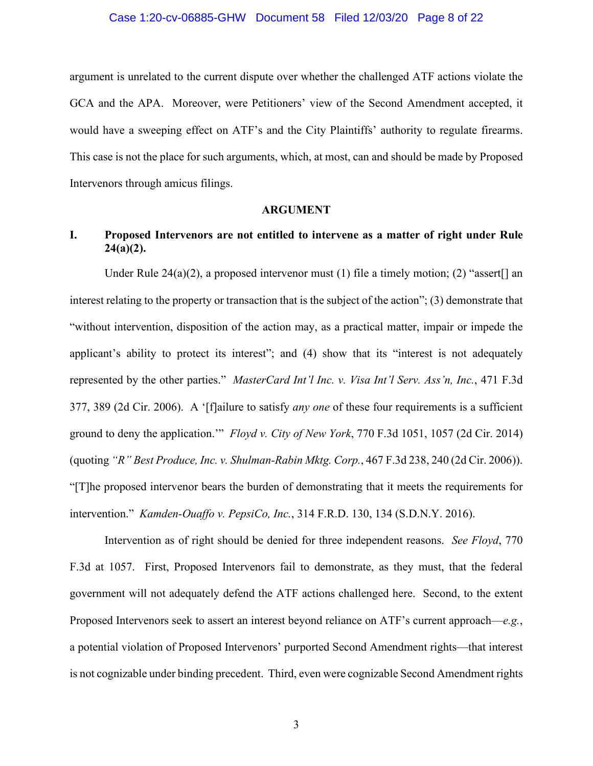argument is unrelated to the current dispute over whether the challenged ATF actions violate the GCA and the APA. Moreover, were Petitioners' view of the Second Amendment accepted, it would have a sweeping effect on ATF's and the City Plaintiffs' authority to regulate firearms. This case is not the place for such arguments, which, at most, can and should be made by Proposed Intervenors through amicus filings.

## ARGUMENT

### I. Proposed Intervenors are not entitled to intervene as a matter of right under Rule 24(a)(2).

Under Rule 24(a)(2), a proposed intervenor must (1) file a timely motion; (2) "assert[] an interest relating to the property or transaction that is the subject of the action"; (3) demonstrate that "without intervention, disposition of the action may, as a practical matter, impair or impede the applicant's ability to protect its interest"; and (4) show that its "interest is not adequately represented by the other parties." *MasterCard Int'l Inc. v. Visa Int'l Serv. Ass'n, Inc.*, 471 F.3d 377, 389 (2d Cir. 2006). A '[f]ailure to satisfy *any one* of these four requirements is a sufficient ground to deny the application.'" *Floyd v. City of New York*, 770 F.3d 1051, 1057 (2d Cir. 2014) (quoting *"R" Best Produce, Inc. v. Shulman-Rabin Mktg. Corp.*, 467 F.3d 238, 240 (2d Cir. 2006)). "[T]he proposed intervenor bears the burden of demonstrating that it meets the requirements for intervention." *Kamden-Ouaffo v. PepsiCo, Inc.*, 314 F.R.D. 130, 134 (S.D.N.Y. 2016).

Intervention as of right should be denied for three independent reasons. *See Floyd*, 770 F.3d at 1057. First, Proposed Intervenors fail to demonstrate, as they must, that the federal government will not adequately defend the ATF actions challenged here. Second, to the extent Proposed Intervenors seek to assert an interest beyond reliance on ATF's current approach—*e.g.*, a potential violation of Proposed Intervenors' purported Second Amendment rights—that interest is not cognizable under binding precedent. Third, even were cognizable Second Amendment rights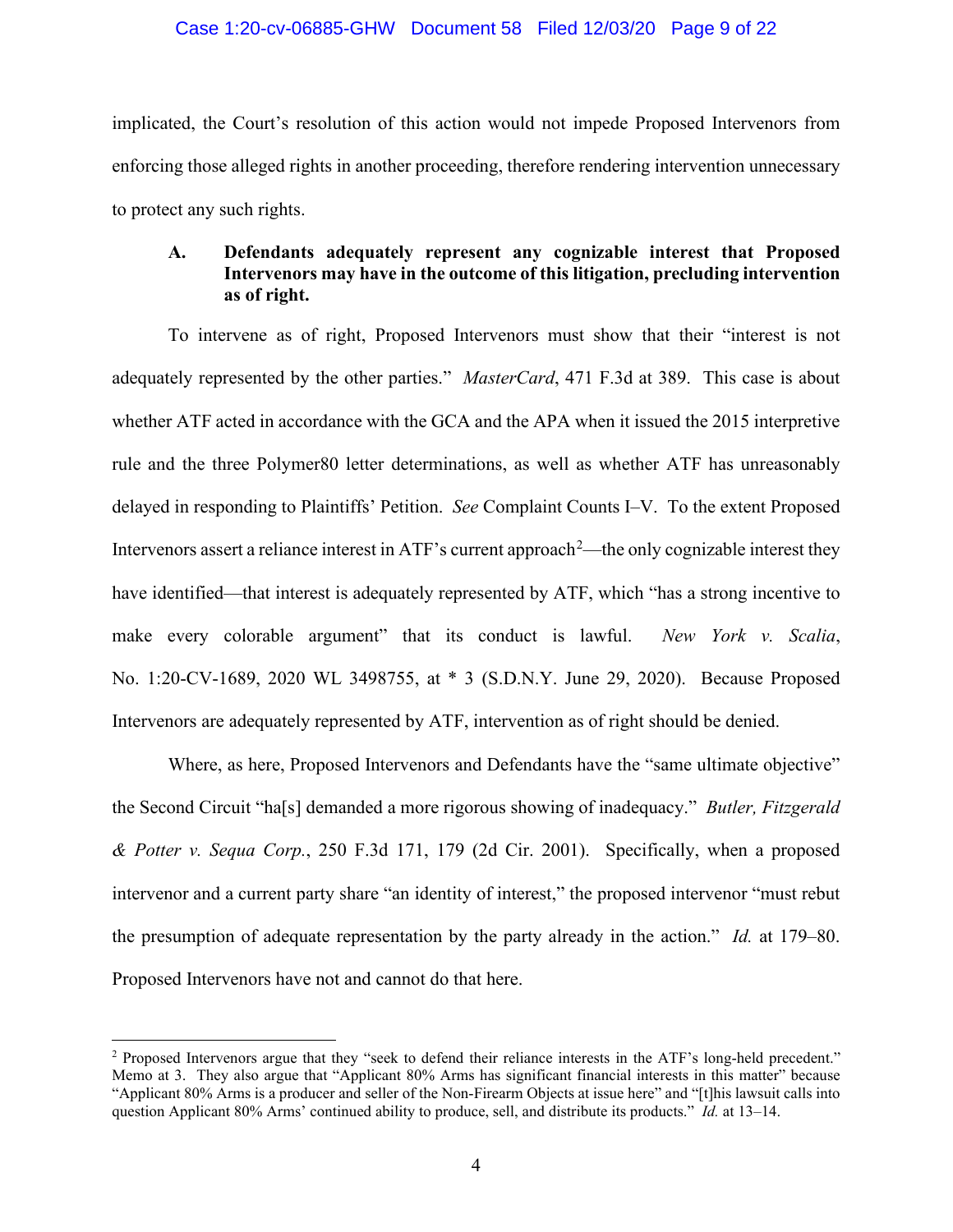implicated, the Court's resolution of this action would not impede Proposed Intervenors from enforcing those alleged rights in another proceeding, therefore rendering intervention unnecessary to protect any such rights.

### A. Defendants adequately represent any cognizable interest that Proposed Intervenors may have in the outcome of this litigation, precluding intervention as of right.

To intervene as of right, Proposed Intervenors must show that their "interest is not adequately represented by the other parties." *MasterCard*, 471 F.3d at 389. This case is about whether ATF acted in accordance with the GCA and the APA when it issued the 2015 interpretive rule and the three Polymer80 letter determinations, as well as whether ATF has unreasonably delayed in responding to Plaintiffs' Petition. *See* Complaint Counts I–V. To the extent Proposed Intervenors assert a reliance interest in ATF's current approach[2]—the only cognizable interest they have identified—that interest is adequately represented by ATF, which "has a strong incentive to make every colorable argument" that its conduct is lawful. *New York v. Scalia*, No. 1:20-CV-1689, 2020 WL 3498755, at * 3 (S.D.N.Y. June 29, 2020). Because Proposed Intervenors are adequately represented by ATF, intervention as of right should be denied.

Where, as here, Proposed Intervenors and Defendants have the "same ultimate objective" the Second Circuit "ha[s] demanded a more rigorous showing of inadequacy." *Butler, Fitzgerald & Potter v. Sequa Corp.*, 250 F.3d 171, 179 (2d Cir. 2001). Specifically, when a proposed intervenor and a current party share "an identity of interest," the proposed intervenor "must rebut the presumption of adequate representation by the party already in the action." *Id.* at 179–80. Proposed Intervenors have not and cannot do that here.

---

[2] Proposed Intervenors argue that they "seek to defend their reliance interests in the ATF's long-held precedent." Memo at 3. They also argue that "Applicant 80% Arms has significant financial interests in this matter" because "Applicant 80% Arms is a producer and seller of the Non-Firearm Objects at issue here" and "[t]his lawsuit calls into question Applicant 80% Arms' continued ability to produce, sell, and distribute its products." *Id.* at 13–14.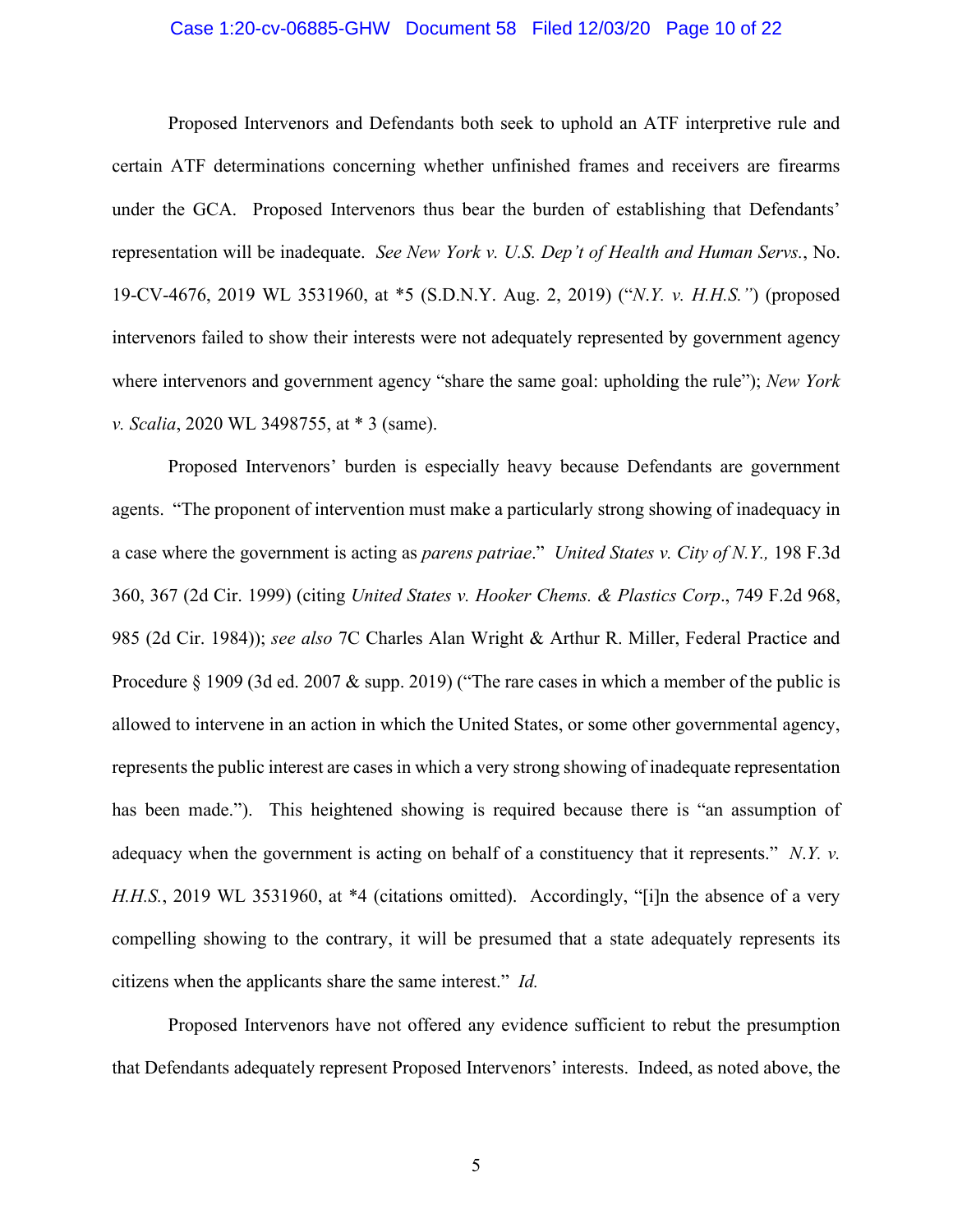Proposed Intervenors and Defendants both seek to uphold an ATF interpretive rule and certain ATF determinations concerning whether unfinished frames and receivers are firearms under the GCA. Proposed Intervenors thus bear the burden of establishing that Defendants' representation will be inadequate. *See New York v. U.S. Dep't of Health and Human Servs.*, No. 19-CV-4676, 2019 WL 3531960, at *5 (S.D.N.Y. Aug. 2, 2019) ("*N.Y. v. H.H.S.*") (proposed intervenors failed to show their interests were not adequately represented by government agency where intervenors and government agency "share the same goal: upholding the rule"); *New York v. Scalia*, 2020 WL 3498755, at * 3 (same).

Proposed Intervenors' burden is especially heavy because Defendants are government agents. "The proponent of intervention must make a particularly strong showing of inadequacy in a case where the government is acting as *parens patriae*." *United States v. City of N.Y.,* 198 F.3d 360, 367 (2d Cir. 1999) (citing *United States v. Hooker Chems. & Plastics Corp*., 749 F.2d 968, 985 (2d Cir. 1984)); *see also* 7C Charles Alan Wright & Arthur R. Miller, Federal Practice and Procedure § 1909 (3d ed. 2007 & supp. 2019) ("The rare cases in which a member of the public is allowed to intervene in an action in which the United States, or some other governmental agency, represents the public interest are cases in which a very strong showing of inadequate representation has been made."). This heightened showing is required because there is "an assumption of adequacy when the government is acting on behalf of a constituency that it represents." *N.Y. v. H.H.S.*, 2019 WL 3531960, at *4 (citations omitted). Accordingly, "[i]n the absence of a very compelling showing to the contrary, it will be presumed that a state adequately represents its citizens when the applicants share the same interest." *Id.*

Proposed Intervenors have not offered any evidence sufficient to rebut the presumption that Defendants adequately represent Proposed Intervenors' interests. Indeed, as noted above, the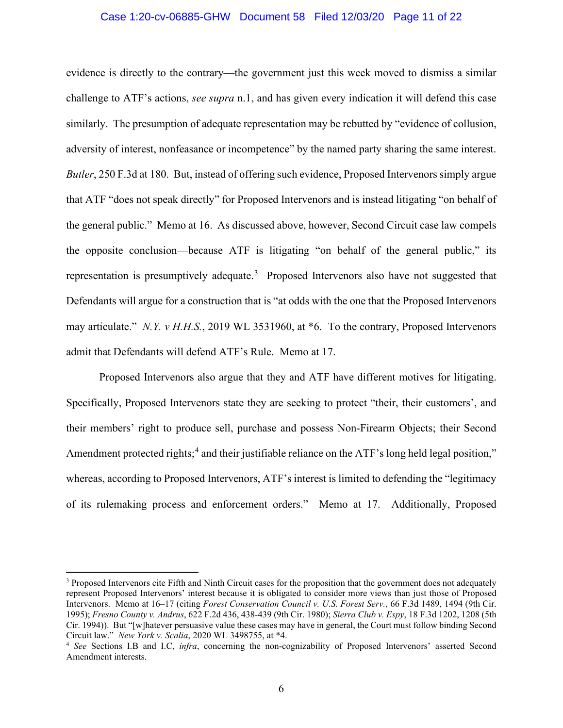evidence is directly to the contrary—the government just this week moved to dismiss a similar challenge to ATF's actions, *see supra* n.1, and has given every indication it will defend this case similarly. The presumption of adequate representation may be rebutted by "evidence of collusion, adversity of interest, nonfeasance or incompetence" by the named party sharing the same interest. *Butler*, 250 F.3d at 180. But, instead of offering such evidence, Proposed Intervenors simply argue that ATF "does not speak directly" for Proposed Intervenors and is instead litigating "on behalf of the general public." Memo at 16. As discussed above, however, Second Circuit case law compels the opposite conclusion—because ATF is litigating "on behalf of the general public," its representation is presumptively adequate.[3] Proposed Intervenors also have not suggested that Defendants will argue for a construction that is "at odds with the one that the Proposed Intervenors may articulate." *N.Y. v H.H.S.*, 2019 WL 3531960, at *6. To the contrary, Proposed Intervenors admit that Defendants will defend ATF's Rule. Memo at 17.

Proposed Intervenors also argue that they and ATF have different motives for litigating. Specifically, Proposed Intervenors state they are seeking to protect "their, their customers', and their members' right to produce sell, purchase and possess Non-Firearm Objects; their Second Amendment protected rights;[4] and their justifiable reliance on the ATF's long held legal position," whereas, according to Proposed Intervenors, ATF's interest is limited to defending the "legitimacy of its rulemaking process and enforcement orders." Memo at 17. Additionally, Proposed

---

[3] Proposed Intervenors cite Fifth and Ninth Circuit cases for the proposition that the government does not adequately represent Proposed Intervenors' interest because it is obligated to consider more views than just those of Proposed Intervenors. Memo at 16–17 (citing *Forest Conservation Council v. U.S. Forest Serv.*, 66 F.3d 1489, 1494 (9th Cir. 1995); *Fresno County v. Andrus*, 622 F.2d 436, 438-439 (9th Cir. 1980); *Sierra Club v. Espy*, 18 F.3d 1202, 1208 (5th Cir. 1994)). But "[w]hatever persuasive value these cases may have in general, the Court must follow binding Second Circuit law." *New York v. Scalia*, 2020 WL 3498755, at *4.

[4] *See* Sections I.B and I.C, *infra*, concerning the non-cognizability of Proposed Intervenors' asserted Second Amendment interests.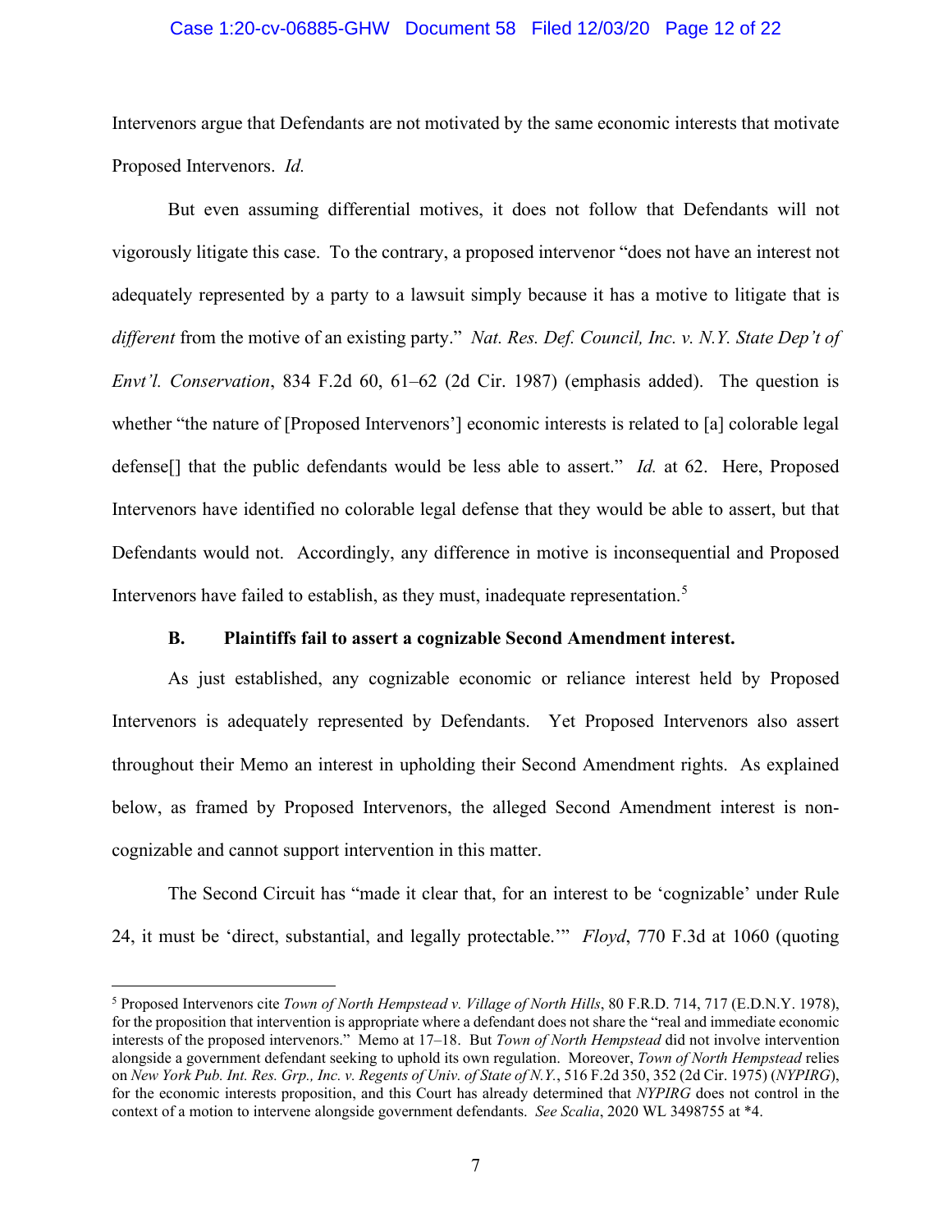Intervenors argue that Defendants are not motivated by the same economic interests that motivate Proposed Intervenors. *Id.*

But even assuming differential motives, it does not follow that Defendants will not vigorously litigate this case. To the contrary, a proposed intervenor "does not have an interest not adequately represented by a party to a lawsuit simply because it has a motive to litigate that is *different* from the motive of an existing party." *Nat. Res. Def. Council, Inc. v. N.Y. State Dep't of Envt'l. Conservation*, 834 F.2d 60, 61–62 (2d Cir. 1987) (emphasis added). The question is whether "the nature of [Proposed Intervenors'] economic interests is related to [a] colorable legal defense[] that the public defendants would be less able to assert." *Id.* at 62. Here, Proposed Intervenors have identified no colorable legal defense that they would be able to assert, but that Defendants would not. Accordingly, any difference in motive is inconsequential and Proposed Intervenors have failed to establish, as they must, inadequate representation.[5]

### B. Plaintiffs fail to assert a cognizable Second Amendment interest.

As just established, any cognizable economic or reliance interest held by Proposed Intervenors is adequately represented by Defendants. Yet Proposed Intervenors also assert throughout their Memo an interest in upholding their Second Amendment rights. As explained below, as framed by Proposed Intervenors, the alleged Second Amendment interest is non-cognizable and cannot support intervention in this matter.

The Second Circuit has "made it clear that, for an interest to be 'cognizable' under Rule 24, it must be 'direct, substantial, and legally protectable.'" *Floyd*, 770 F.3d at 1060 (quoting

---

[5] Proposed Intervenors cite *Town of North Hempstead v. Village of North Hills*, 80 F.R.D. 714, 717 (E.D.N.Y. 1978), for the proposition that intervention is appropriate where a defendant does not share the "real and immediate economic interests of the proposed intervenors." Memo at 17–18. But *Town of North Hempstead* did not involve intervention alongside a government defendant seeking to uphold its own regulation. Moreover, *Town of North Hempstead* relies on *New York Pub. Int. Res. Grp., Inc. v. Regents of Univ. of State of N.Y.*, 516 F.2d 350, 352 (2d Cir. 1975) (*NYPIRG*), for the economic interests proposition, and this Court has already determined that *NYPIRG* does not control in the context of a motion to intervene alongside government defendants. *See Scalia*, 2020 WL 3498755 at *4.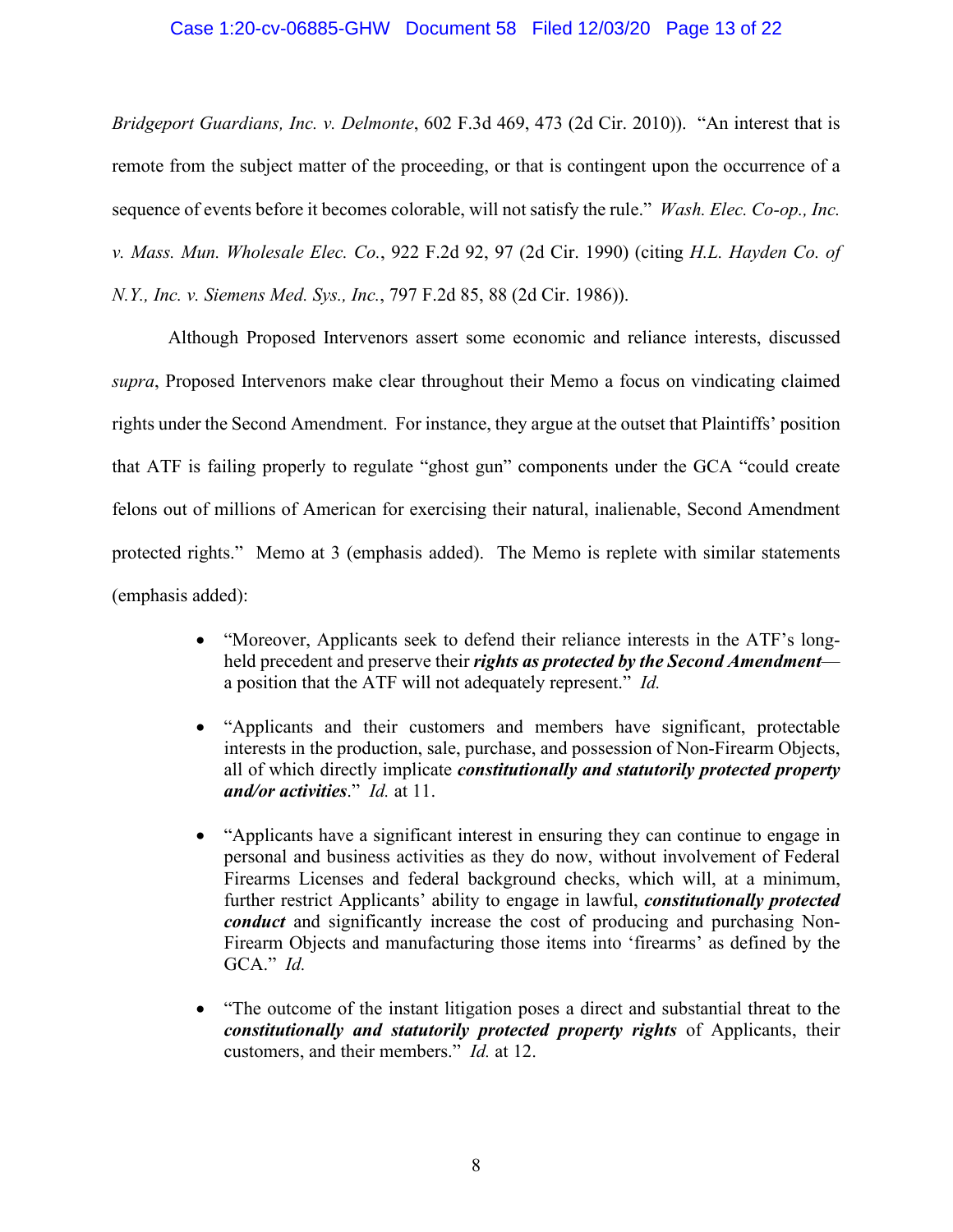*Bridgeport Guardians, Inc. v. Delmonte*, 602 F.3d 469, 473 (2d Cir. 2010)). "An interest that is remote from the subject matter of the proceeding, or that is contingent upon the occurrence of a sequence of events before it becomes colorable, will not satisfy the rule." *Wash. Elec. Co-op., Inc. v. Mass. Mun. Wholesale Elec. Co.*, 922 F.2d 92, 97 (2d Cir. 1990) (citing *H.L. Hayden Co. of N.Y., Inc. v. Siemens Med. Sys., Inc.*, 797 F.2d 85, 88 (2d Cir. 1986)).

Although Proposed Intervenors assert some economic and reliance interests, discussed *supra*, Proposed Intervenors make clear throughout their Memo a focus on vindicating claimed rights under the Second Amendment. For instance, they argue at the outset that Plaintiffs' position that ATF is failing properly to regulate "ghost gun" components under the GCA "could create felons out of millions of American for exercising their natural, inalienable, Second Amendment protected rights." Memo at 3 (emphasis added). The Memo is replete with similar statements (emphasis added):

- "Moreover, Applicants seek to defend their reliance interests in the ATF's long-held precedent and preserve their ***rights as protected by the Second Amendment***—a position that the ATF will not adequately represent." *Id.*

- "Applicants and their customers and members have significant, protectable interests in the production, sale, purchase, and possession of Non-Firearm Objects, all of which directly implicate ***constitutionally and statutorily protected property and/or activities***." *Id.* at 11.

- "Applicants have a significant interest in ensuring they can continue to engage in personal and business activities as they do now, without involvement of Federal Firearms Licenses and federal background checks, which will, at a minimum, further restrict Applicants' ability to engage in lawful, ***constitutionally protected conduct*** and significantly increase the cost of producing and purchasing Non-Firearm Objects and manufacturing those items into 'firearms' as defined by the GCA." *Id.*

- "The outcome of the instant litigation poses a direct and substantial threat to the ***constitutionally and statutorily protected property rights*** of Applicants, their customers, and their members." *Id.* at 12.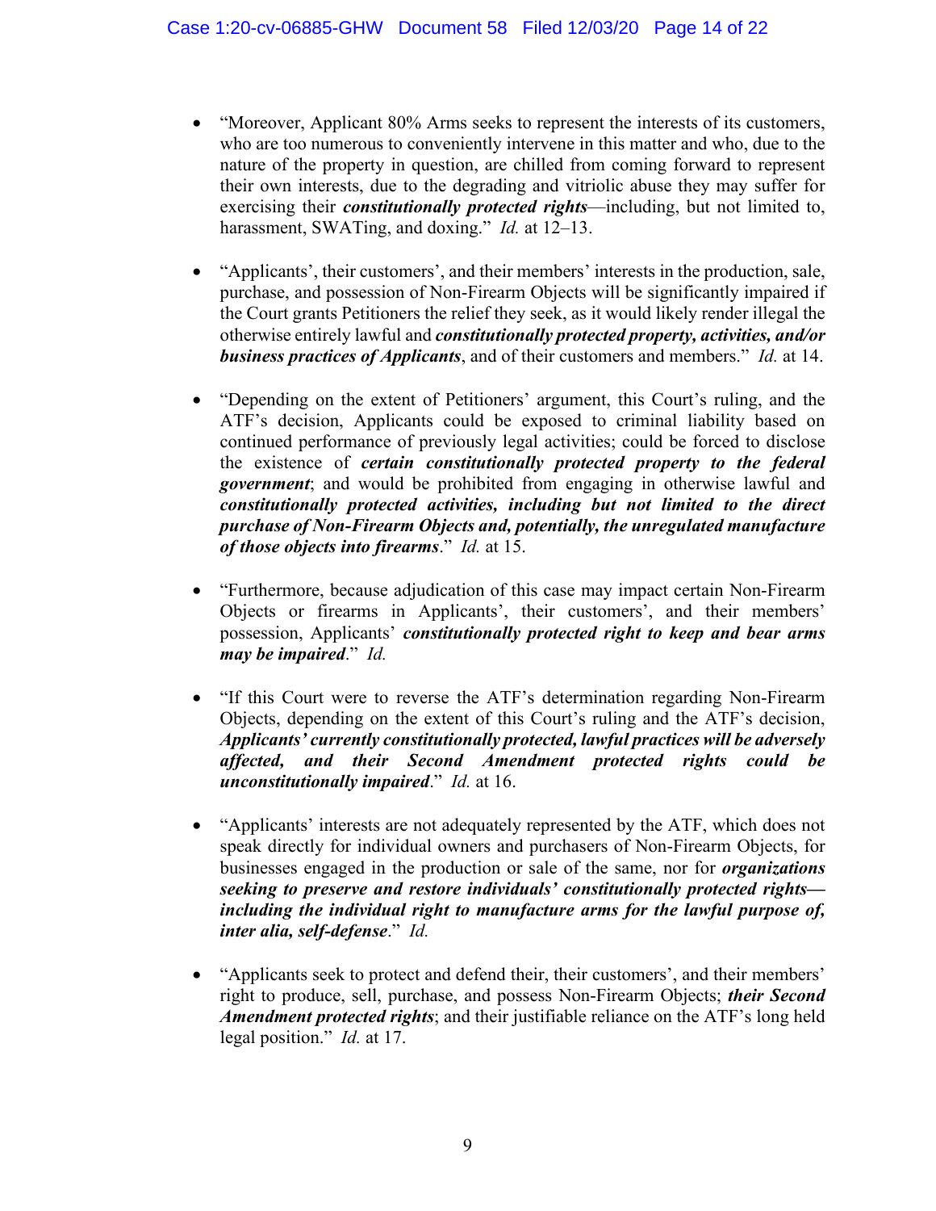- "Moreover, Applicant 80% Arms seeks to represent the interests of its customers, who are too numerous to conveniently intervene in this matter and who, due to the nature of the property in question, are chilled from coming forward to represent their own interests, due to the degrading and vitriolic abuse they may suffer for exercising their ***constitutionally protected rights***—including, but not limited to, harassment, SWATing, and doxing." *Id.* at 12–13.

- "Applicants', their customers', and their members' interests in the production, sale, purchase, and possession of Non-Firearm Objects will be significantly impaired if the Court grants Petitioners the relief they seek, as it would likely render illegal the otherwise entirely lawful and ***constitutionally protected property, activities, and/or business practices of Applicants***, and of their customers and members." *Id.* at 14.

- "Depending on the extent of Petitioners' argument, this Court's ruling, and the ATF's decision, Applicants could be exposed to criminal liability based on continued performance of previously legal activities; could be forced to disclose the existence of ***certain constitutionally protected property to the federal government***; and would be prohibited from engaging in otherwise lawful and ***constitutionally protected activities, including but not limited to the direct purchase of Non-Firearm Objects and, potentially, the unregulated manufacture of those objects into firearms***." *Id.* at 15.

- "Furthermore, because adjudication of this case may impact certain Non-Firearm Objects or firearms in Applicants', their customers', and their members' possession, Applicants' ***constitutionally protected right to keep and bear arms may be impaired***." *Id.*

- "If this Court were to reverse the ATF's determination regarding Non-Firearm Objects, depending on the extent of this Court's ruling and the ATF's decision, ***Applicants' currently constitutionally protected, lawful practices will be adversely affected, and their Second Amendment protected rights could be unconstitutionally impaired***." *Id.* at 16.

- "Applicants' interests are not adequately represented by the ATF, which does not speak directly for individual owners and purchasers of Non-Firearm Objects, for businesses engaged in the production or sale of the same, nor for ***organizations seeking to preserve and restore individuals' constitutionally protected rights—including the individual right to manufacture arms for the lawful purpose of, inter alia, self-defense***." *Id.*

- "Applicants seek to protect and defend their, their customers', and their members' right to produce, sell, purchase, and possess Non-Firearm Objects; ***their Second Amendment protected rights***; and their justifiable reliance on the ATF's long held legal position." *Id.* at 17.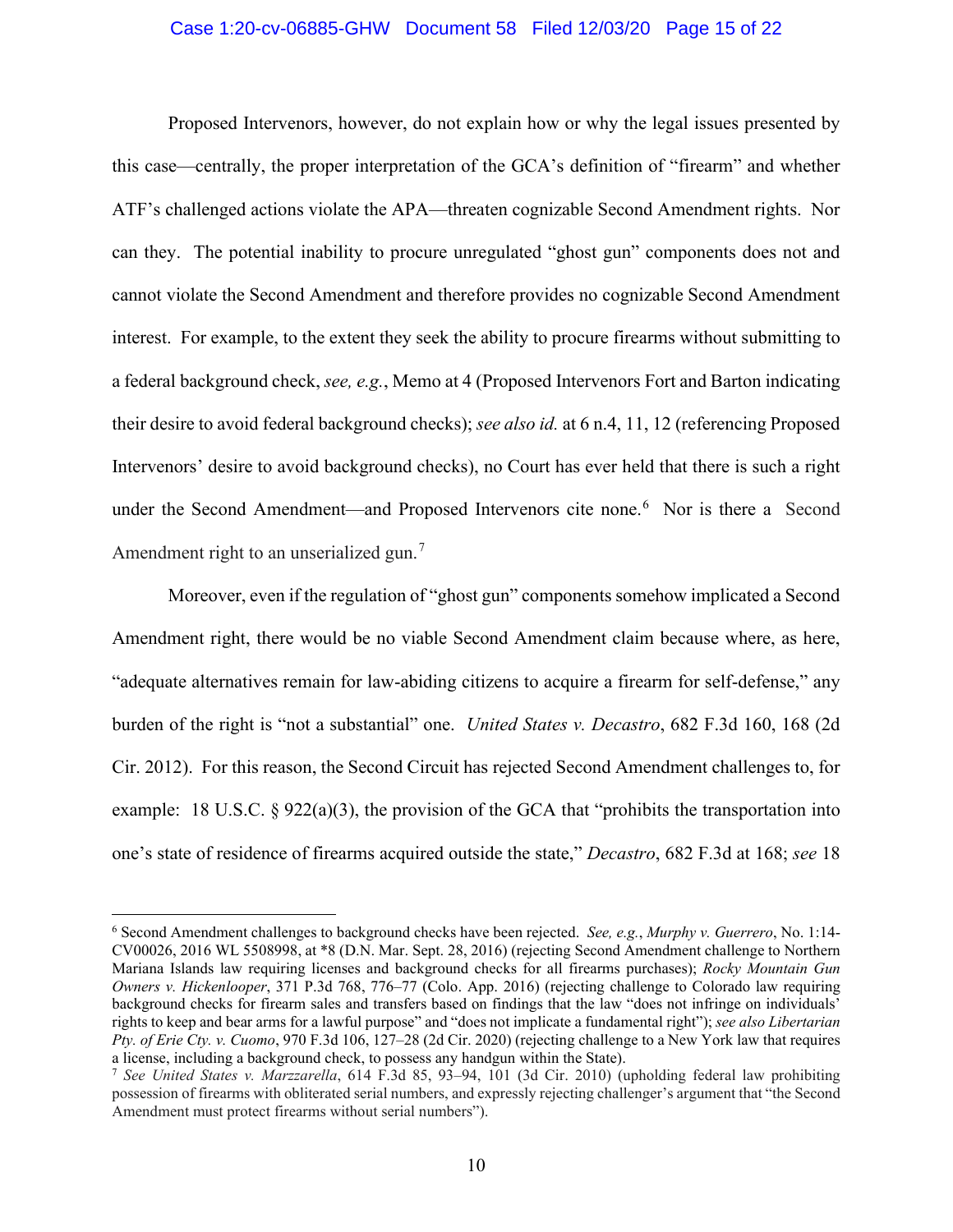Proposed Intervenors, however, do not explain how or why the legal issues presented by this case—centrally, the proper interpretation of the GCA's definition of "firearm" and whether ATF's challenged actions violate the APA—threaten cognizable Second Amendment rights. Nor can they. The potential inability to procure unregulated "ghost gun" components does not and cannot violate the Second Amendment and therefore provides no cognizable Second Amendment interest. For example, to the extent they seek the ability to procure firearms without submitting to a federal background check, *see, e.g.*, Memo at 4 (Proposed Intervenors Fort and Barton indicating their desire to avoid federal background checks); *see also id.* at 6 n.4, 11, 12 (referencing Proposed Intervenors' desire to avoid background checks), no Court has ever held that there is such a right under the Second Amendment—and Proposed Intervenors cite none.[6] Nor is there a Second Amendment right to an unserialized gun.[7]

Moreover, even if the regulation of "ghost gun" components somehow implicated a Second Amendment right, there would be no viable Second Amendment claim because where, as here, "adequate alternatives remain for law-abiding citizens to acquire a firearm for self-defense," any burden of the right is "not a substantial" one. *United States v. Decastro*, 682 F.3d 160, 168 (2d Cir. 2012). For this reason, the Second Circuit has rejected Second Amendment challenges to, for example: 18 U.S.C. § 922(a)(3), the provision of the GCA that "prohibits the transportation into one's state of residence of firearms acquired outside the state," *Decastro*, 682 F.3d at 168; *see* 18

---

[6] Second Amendment challenges to background checks have been rejected. *See, e.g.*, *Murphy v. Guerrero*, No. 1:14-CV00026, 2016 WL 5508998, at *8 (D.N. Mar. Sept. 28, 2016) (rejecting Second Amendment challenge to Northern Mariana Islands law requiring licenses and background checks for all firearms purchases); *Rocky Mountain Gun Owners v. Hickenlooper*, 371 P.3d 768, 776–77 (Colo. App. 2016) (rejecting challenge to Colorado law requiring background checks for firearm sales and transfers based on findings that the law "does not infringe on individuals' rights to keep and bear arms for a lawful purpose" and "does not implicate a fundamental right"); *see also Libertarian Pty. of Erie Cty. v. Cuomo*, 970 F.3d 106, 127–28 (2d Cir. 2020) (rejecting challenge to a New York law that requires a license, including a background check, to possess any handgun within the State).

[7] *See United States v. Marzzarella*, 614 F.3d 85, 93–94, 101 (3d Cir. 2010) (upholding federal law prohibiting possession of firearms with obliterated serial numbers, and expressly rejecting challenger's argument that "the Second Amendment must protect firearms without serial numbers").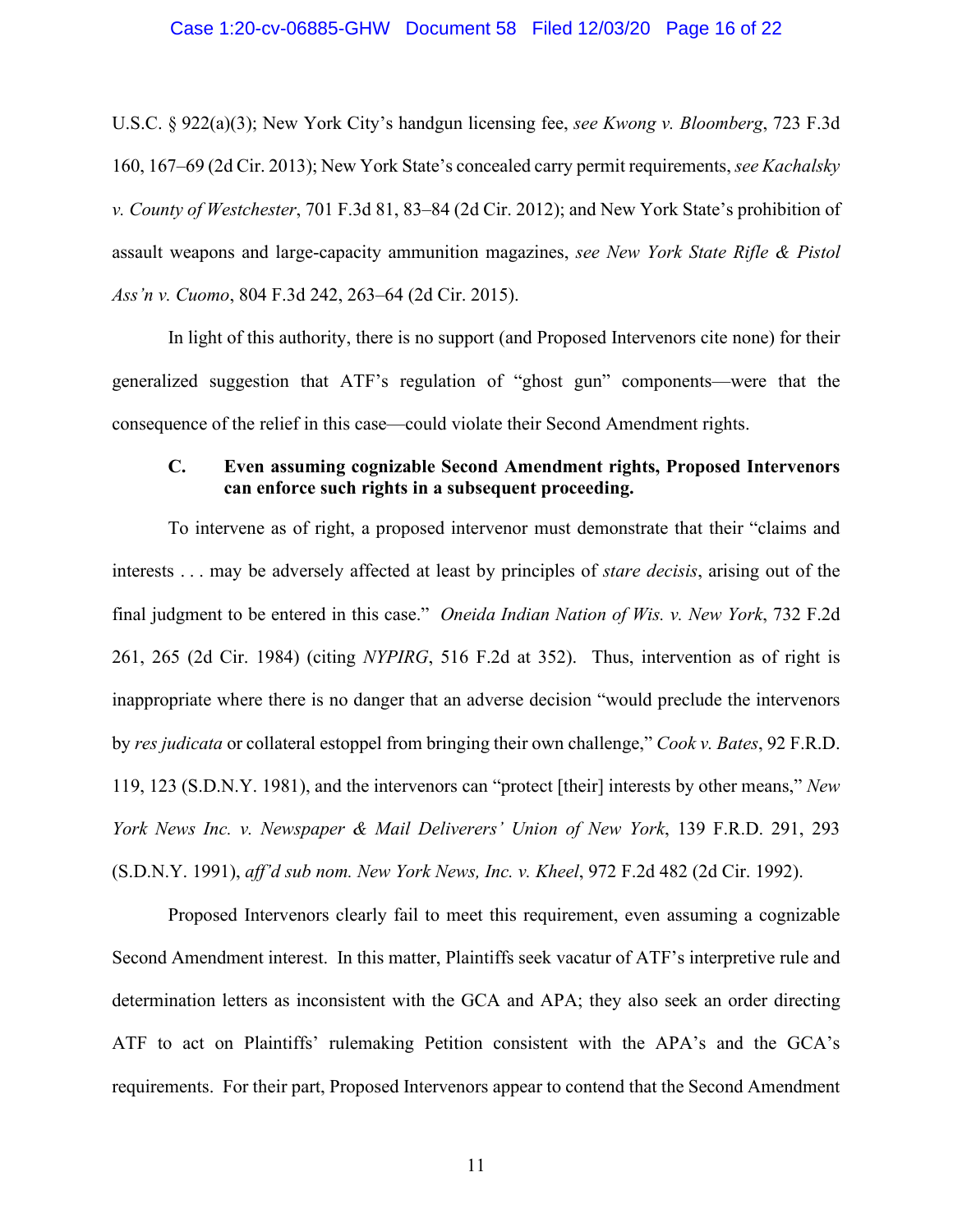U.S.C. § 922(a)(3); New York City's handgun licensing fee, *see Kwong v. Bloomberg*, 723 F.3d 160, 167–69 (2d Cir. 2013); New York State's concealed carry permit requirements, *see Kachalsky v. County of Westchester*, 701 F.3d 81, 83–84 (2d Cir. 2012); and New York State's prohibition of assault weapons and large-capacity ammunition magazines, *see New York State Rifle & Pistol Ass'n v. Cuomo*, 804 F.3d 242, 263–64 (2d Cir. 2015).

In light of this authority, there is no support (and Proposed Intervenors cite none) for their generalized suggestion that ATF's regulation of "ghost gun" components—were that the consequence of the relief in this case—could violate their Second Amendment rights.

### C. Even assuming cognizable Second Amendment rights, Proposed Intervenors can enforce such rights in a subsequent proceeding.

To intervene as of right, a proposed intervenor must demonstrate that their "claims and interests . . . may be adversely affected at least by principles of *stare decisis*, arising out of the final judgment to be entered in this case." *Oneida Indian Nation of Wis. v. New York*, 732 F.2d 261, 265 (2d Cir. 1984) (citing *NYPIRG*, 516 F.2d at 352). Thus, intervention as of right is inappropriate where there is no danger that an adverse decision "would preclude the intervenors by *res judicata* or collateral estoppel from bringing their own challenge," *Cook v. Bates*, 92 F.R.D. 119, 123 (S.D.N.Y. 1981), and the intervenors can "protect [their] interests by other means," *New York News Inc. v. Newspaper & Mail Deliverers' Union of New York*, 139 F.R.D. 291, 293 (S.D.N.Y. 1991), *aff'd sub nom. New York News, Inc. v. Kheel*, 972 F.2d 482 (2d Cir. 1992).

Proposed Intervenors clearly fail to meet this requirement, even assuming a cognizable Second Amendment interest. In this matter, Plaintiffs seek vacatur of ATF's interpretive rule and determination letters as inconsistent with the GCA and APA; they also seek an order directing ATF to act on Plaintiffs' rulemaking Petition consistent with the APA's and the GCA's requirements. For their part, Proposed Intervenors appear to contend that the Second Amendment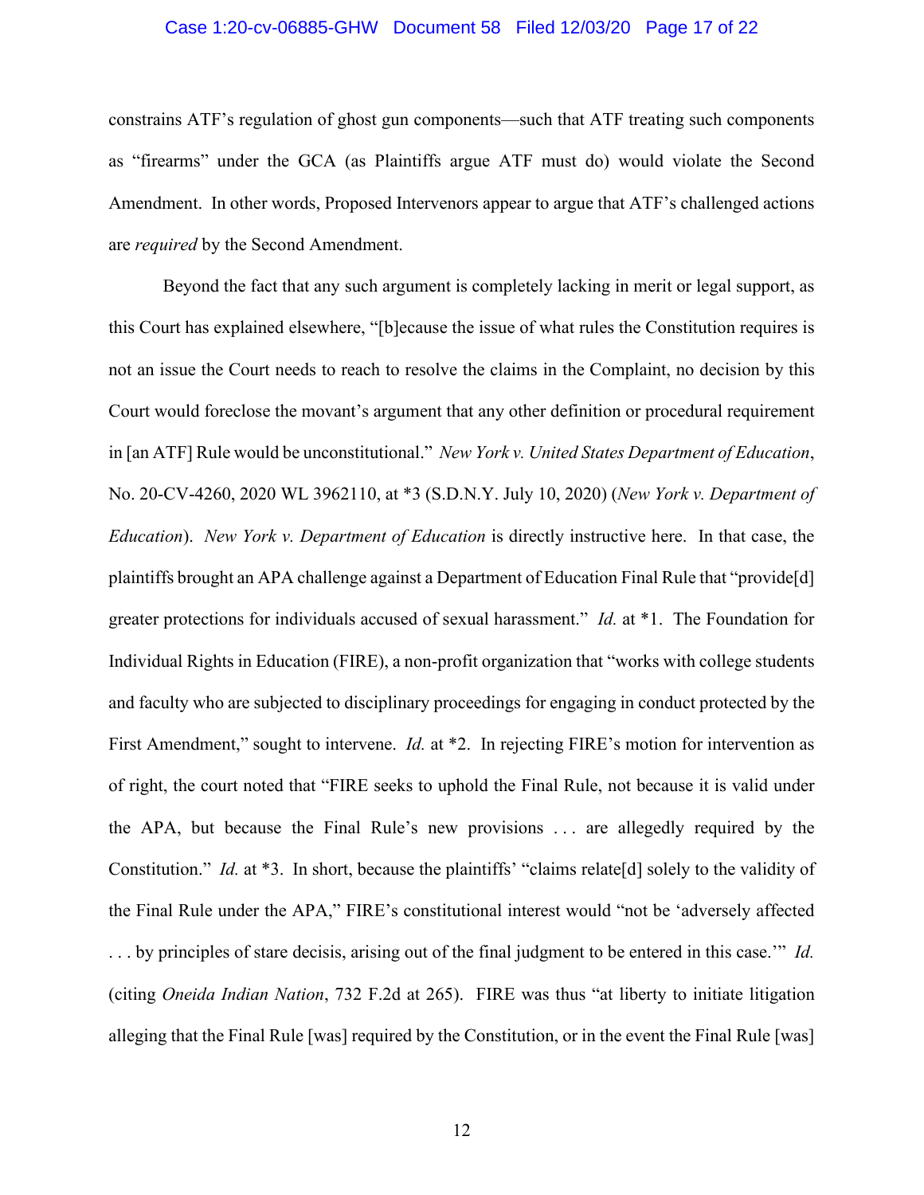constrains ATF's regulation of ghost gun components—such that ATF treating such components as "firearms" under the GCA (as Plaintiffs argue ATF must do) would violate the Second Amendment. In other words, Proposed Intervenors appear to argue that ATF's challenged actions are *required* by the Second Amendment.

Beyond the fact that any such argument is completely lacking in merit or legal support, as this Court has explained elsewhere, "[b]ecause the issue of what rules the Constitution requires is not an issue the Court needs to reach to resolve the claims in the Complaint, no decision by this Court would foreclose the movant's argument that any other definition or procedural requirement in [an ATF] Rule would be unconstitutional." *New York v. United States Department of Education*, No. 20-CV-4260, 2020 WL 3962110, at *3 (S.D.N.Y. July 10, 2020) (*New York v. Department of Education*). *New York v. Department of Education* is directly instructive here. In that case, the plaintiffs brought an APA challenge against a Department of Education Final Rule that "provide[d] greater protections for individuals accused of sexual harassment." *Id.* at *1. The Foundation for Individual Rights in Education (FIRE), a non-profit organization that "works with college students and faculty who are subjected to disciplinary proceedings for engaging in conduct protected by the First Amendment," sought to intervene. *Id.* at *2. In rejecting FIRE's motion for intervention as of right, the court noted that "FIRE seeks to uphold the Final Rule, not because it is valid under the APA, but because the Final Rule's new provisions . . . are allegedly required by the Constitution." *Id.* at *3. In short, because the plaintiffs' "claims relate[d] solely to the validity of the Final Rule under the APA," FIRE's constitutional interest would "not be 'adversely affected . . . by principles of stare decisis, arising out of the final judgment to be entered in this case.'" *Id.* (citing *Oneida Indian Nation*, 732 F.2d at 265). FIRE was thus "at liberty to initiate litigation alleging that the Final Rule [was] required by the Constitution, or in the event the Final Rule [was]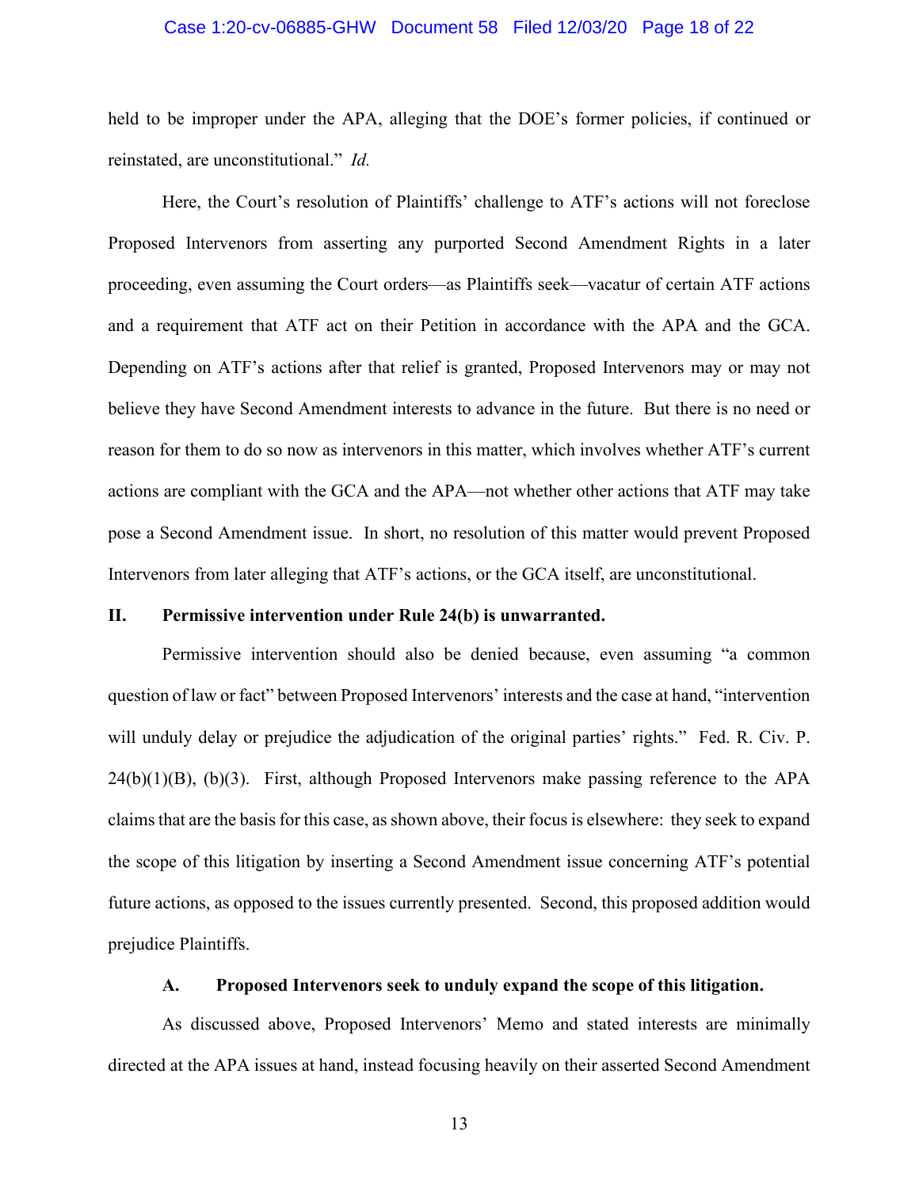held to be improper under the APA, alleging that the DOE's former policies, if continued or reinstated, are unconstitutional." *Id.*

Here, the Court's resolution of Plaintiffs' challenge to ATF's actions will not foreclose Proposed Intervenors from asserting any purported Second Amendment Rights in a later proceeding, even assuming the Court orders—as Plaintiffs seek—vacatur of certain ATF actions and a requirement that ATF act on their Petition in accordance with the APA and the GCA. Depending on ATF's actions after that relief is granted, Proposed Intervenors may or may not believe they have Second Amendment interests to advance in the future. But there is no need or reason for them to do so now as intervenors in this matter, which involves whether ATF's current actions are compliant with the GCA and the APA—not whether other actions that ATF may take pose a Second Amendment issue. In short, no resolution of this matter would prevent Proposed Intervenors from later alleging that ATF's actions, or the GCA itself, are unconstitutional.

## II. Permissive intervention under Rule 24(b) is unwarranted.

Permissive intervention should also be denied because, even assuming "a common question of law or fact" between Proposed Intervenors' interests and the case at hand, "intervention will unduly delay or prejudice the adjudication of the original parties' rights." Fed. R. Civ. P. 24(b)(1)(B), (b)(3). First, although Proposed Intervenors make passing reference to the APA claims that are the basis for this case, as shown above, their focus is elsewhere: they seek to expand the scope of this litigation by inserting a Second Amendment issue concerning ATF's potential future actions, as opposed to the issues currently presented. Second, this proposed addition would prejudice Plaintiffs.

### A. Proposed Intervenors seek to unduly expand the scope of this litigation.

As discussed above, Proposed Intervenors' Memo and stated interests are minimally directed at the APA issues at hand, instead focusing heavily on their asserted Second Amendment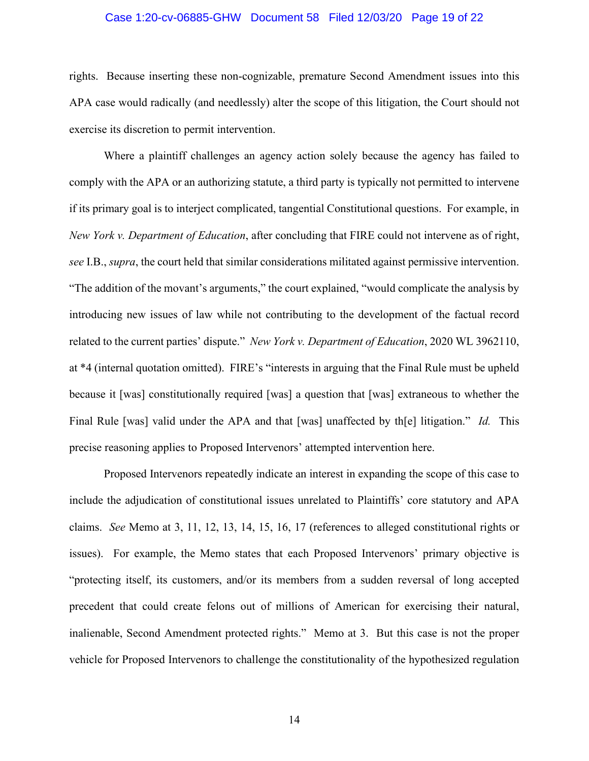rights. Because inserting these non-cognizable, premature Second Amendment issues into this APA case would radically (and needlessly) alter the scope of this litigation, the Court should not exercise its discretion to permit intervention.

Where a plaintiff challenges an agency action solely because the agency has failed to comply with the APA or an authorizing statute, a third party is typically not permitted to intervene if its primary goal is to interject complicated, tangential Constitutional questions. For example, in *New York v. Department of Education*, after concluding that FIRE could not intervene as of right, *see* I.B., *supra*, the court held that similar considerations militated against permissive intervention. "The addition of the movant's arguments," the court explained, "would complicate the analysis by introducing new issues of law while not contributing to the development of the factual record related to the current parties' dispute." *New York v. Department of Education*, 2020 WL 3962110, at *4 (internal quotation omitted). FIRE's "interests in arguing that the Final Rule must be upheld because it [was] constitutionally required [was] a question that [was] extraneous to whether the Final Rule [was] valid under the APA and that [was] unaffected by th[e] litigation." *Id.* This precise reasoning applies to Proposed Intervenors' attempted intervention here.

Proposed Intervenors repeatedly indicate an interest in expanding the scope of this case to include the adjudication of constitutional issues unrelated to Plaintiffs' core statutory and APA claims. *See* Memo at 3, 11, 12, 13, 14, 15, 16, 17 (references to alleged constitutional rights or issues). For example, the Memo states that each Proposed Intervenors' primary objective is "protecting itself, its customers, and/or its members from a sudden reversal of long accepted precedent that could create felons out of millions of American for exercising their natural, inalienable, Second Amendment protected rights." Memo at 3. But this case is not the proper vehicle for Proposed Intervenors to challenge the constitutionality of the hypothesized regulation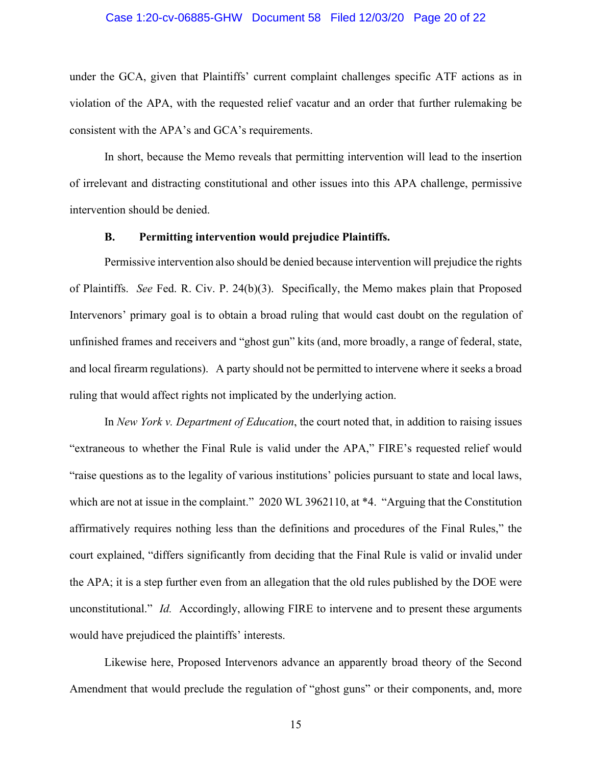under the GCA, given that Plaintiffs' current complaint challenges specific ATF actions as in violation of the APA, with the requested relief vacatur and an order that further rulemaking be consistent with the APA's and GCA's requirements.

In short, because the Memo reveals that permitting intervention will lead to the insertion of irrelevant and distracting constitutional and other issues into this APA challenge, permissive intervention should be denied.

**B. Permitting intervention would prejudice Plaintiffs.**

Permissive intervention also should be denied because intervention will prejudice the rights of Plaintiffs. *See* Fed. R. Civ. P. 24(b)(3). Specifically, the Memo makes plain that Proposed Intervenors' primary goal is to obtain a broad ruling that would cast doubt on the regulation of unfinished frames and receivers and "ghost gun" kits (and, more broadly, a range of federal, state, and local firearm regulations). A party should not be permitted to intervene where it seeks a broad ruling that would affect rights not implicated by the underlying action.

In *New York v. Department of Education*, the court noted that, in addition to raising issues "extraneous to whether the Final Rule is valid under the APA," FIRE's requested relief would "raise questions as to the legality of various institutions' policies pursuant to state and local laws, which are not at issue in the complaint." 2020 WL 3962110, at *4. "Arguing that the Constitution affirmatively requires nothing less than the definitions and procedures of the Final Rules," the court explained, "differs significantly from deciding that the Final Rule is valid or invalid under the APA; it is a step further even from an allegation that the old rules published by the DOE were unconstitutional." *Id.* Accordingly, allowing FIRE to intervene and to present these arguments would have prejudiced the plaintiffs' interests.

Likewise here, Proposed Intervenors advance an apparently broad theory of the Second Amendment that would preclude the regulation of "ghost guns" or their components, and, more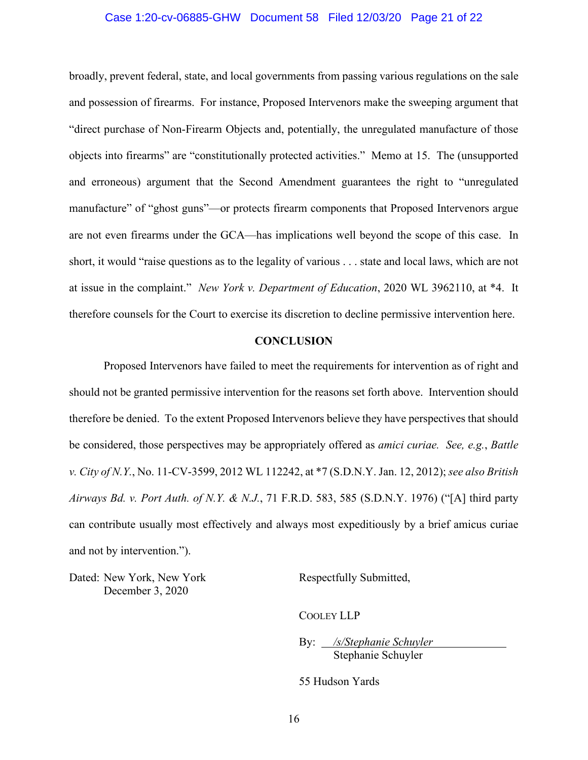broadly, prevent federal, state, and local governments from passing various regulations on the sale and possession of firearms. For instance, Proposed Intervenors make the sweeping argument that "direct purchase of Non-Firearm Objects and, potentially, the unregulated manufacture of those objects into firearms" are "constitutionally protected activities." Memo at 15. The (unsupported and erroneous) argument that the Second Amendment guarantees the right to "unregulated manufacture" of "ghost guns"—or protects firearm components that Proposed Intervenors argue are not even firearms under the GCA—has implications well beyond the scope of this case. In short, it would "raise questions as to the legality of various . . . state and local laws, which are not at issue in the complaint." *New York v. Department of Education*, 2020 WL 3962110, at *4. It therefore counsels for the Court to exercise its discretion to decline permissive intervention here.

**CONCLUSION**

Proposed Intervenors have failed to meet the requirements for intervention as of right and should not be granted permissive intervention for the reasons set forth above. Intervention should therefore be denied. To the extent Proposed Intervenors believe they have perspectives that should be considered, those perspectives may be appropriately offered as *amici curiae. See, e.g.*, *Battle v. City of N.Y.*, No. 11-CV-3599, 2012 WL 112242, at *7 (S.D.N.Y. Jan. 12, 2012); *see also British Airways Bd. v. Port Auth. of N.Y. & N.J.*, 71 F.R.D. 583, 585 (S.D.N.Y. 1976) ("[A] third party can contribute usually most effectively and always most expeditiously by a brief amicus curiae and not by intervention.").

Dated: New York, New York
December 3, 2020

Respectfully Submitted,

COOLEY LLP

By: /s/Stephanie Schuyler
Stephanie Schuyler

55 Hudson Yards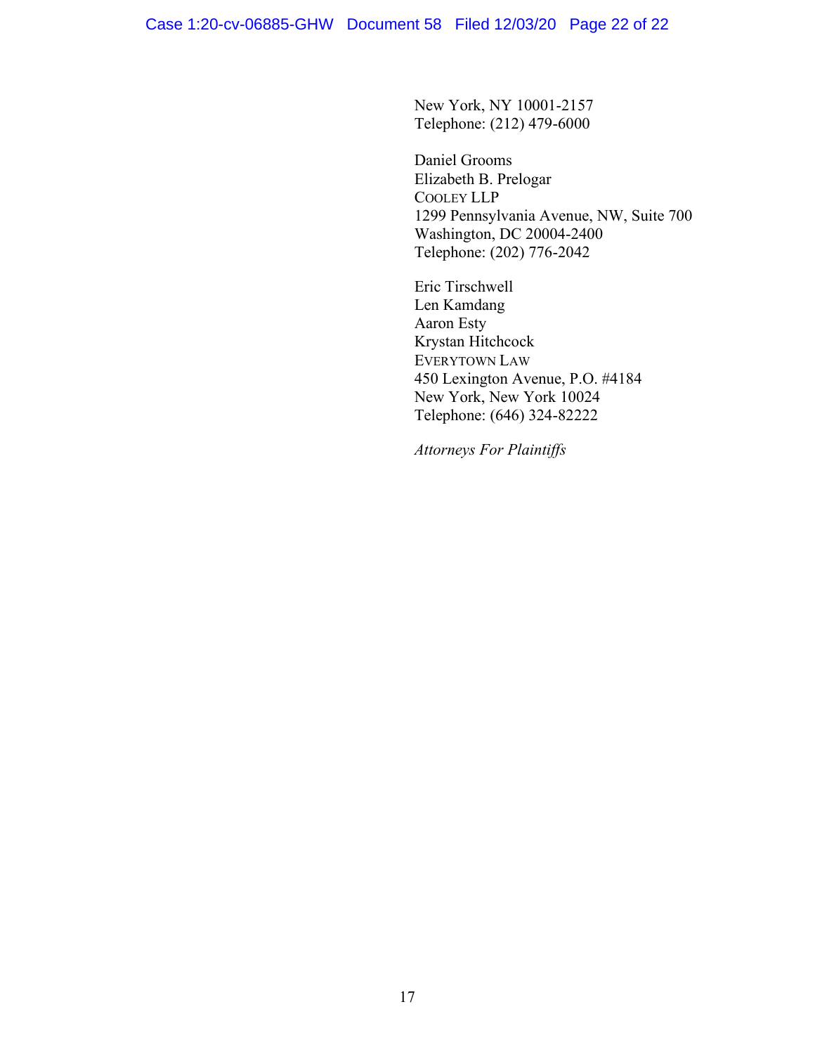New York, NY 10001-2157
Telephone: (212) 479-6000

Daniel Grooms
Elizabeth B. Prelogar
COOLEY LLP
1299 Pennsylvania Avenue, NW, Suite 700
Washington, DC 20004-2400
Telephone: (202) 776-2042

Eric Tirschwell
Len Kamdang
Aaron Esty
Krystan Hitchcock
EVERYTOWN LAW
450 Lexington Avenue, P.O. #4184
New York, New York 10024
Telephone: (646) 324-82222

*Attorneys For Plaintiffs*